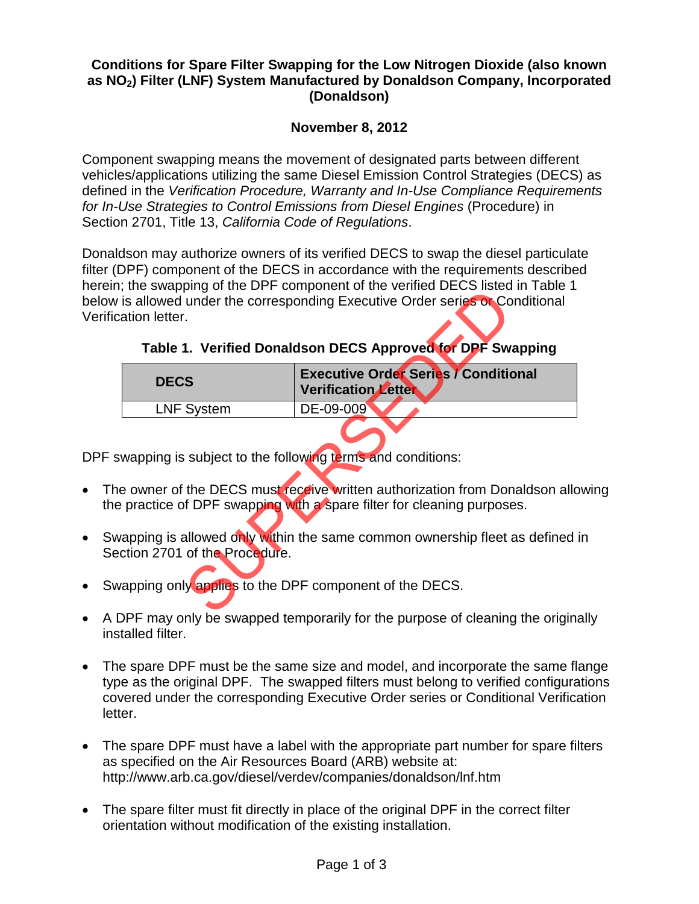# Conditions for Spare Filter Swapping for the Low Nitrogen Dioxide (also known as $NO_2$) Filter (LNF) System Manufactured by Donaldson Company, Incorporated (Donaldson)

**November 8, 2012**

Component swapping means the movement of designated parts between different vehicles/applications utilizing the same Diesel Emission Control Strategies (DECS) as defined in the *Verification Procedure, Warranty and In-Use Compliance Requirements for In-Use Strategies to Control Emissions from Diesel Engines* (Procedure) in Section 2701, Title 13, *California Code of Regulations*.

Donaldson may authorize owners of its verified DECS to swap the diesel particulate filter (DPF) component of the DECS in accordance with the requirements described herein; the swapping of the DPF component of the verified DECS listed in Table 1 below is allowed under the corresponding Executive Order series or Conditional Verification letter.

**Table 1. Verified Donaldson DECS Approved for DPF Swapping**

| DECS | Executive Order Series / Conditional Verification Letter |
| --- | --- |
| LNF System | DE-09-009 |

DPF swapping is subject to the following terms and conditions:

- The owner of the DECS must receive written authorization from Donaldson allowing the practice of DPF swapping with a spare filter for cleaning purposes.
- Swapping is allowed only within the same common ownership fleet as defined in Section 2701 of the Procedure.
- Swapping only applies to the DPF component of the DECS.
- A DPF may only be swapped temporarily for the purpose of cleaning the originally installed filter.
- The spare DPF must be the same size and model, and incorporate the same flange type as the original DPF. The swapped filters must belong to verified configurations covered under the corresponding Executive Order series or Conditional Verification letter.
- The spare DPF must have a label with the appropriate part number for spare filters as specified on the Air Resources Board (ARB) website at: http://www.arb.ca.gov/diesel/verdev/companies/donaldson/lnf.htm
- The spare filter must fit directly in place of the original DPF in the correct filter orientation without modification of the existing installation.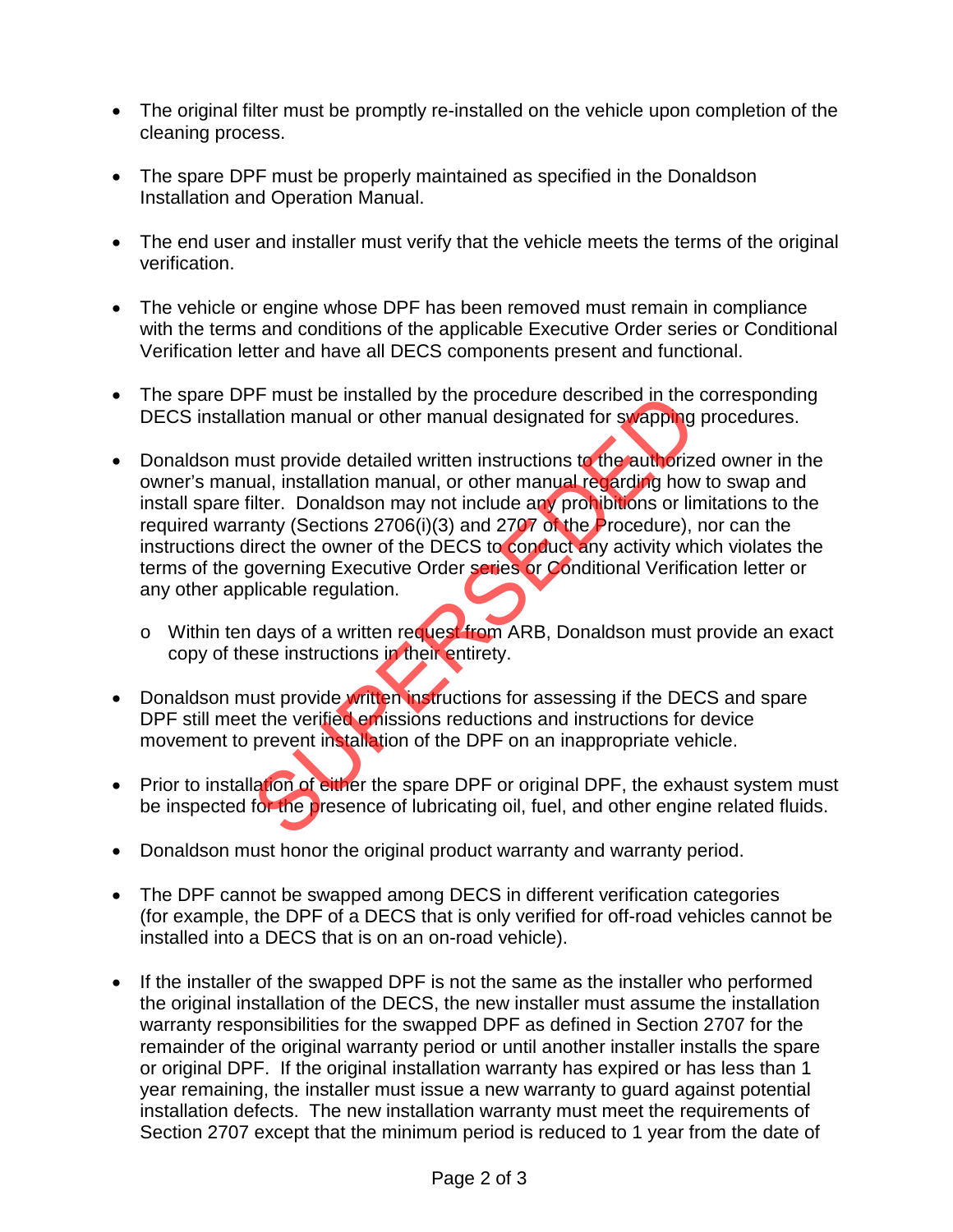- The original filter must be promptly re-installed on the vehicle upon completion of the cleaning process.

- The spare DPF must be properly maintained as specified in the Donaldson Installation and Operation Manual.

- The end user and installer must verify that the vehicle meets the terms of the original verification.

- The vehicle or engine whose DPF has been removed must remain in compliance with the terms and conditions of the applicable Executive Order series or Conditional Verification letter and have all DECS components present and functional.

- The spare DPF must be installed by the procedure described in the corresponding DECS installation manual or other manual designated for swapping procedures.

- Donaldson must provide detailed written instructions to the authorized owner in the owner's manual, installation manual, or other manual regarding how to swap and install spare filter. Donaldson may not include any prohibitions or limitations to the required warranty (Sections 2706(i)(3) and 2707 of the Procedure), nor can the instructions direct the owner of the DECS to conduct any activity which violates the terms of the governing Executive Order series or Conditional Verification letter or any other applicable regulation.
  - Within ten days of a written request from ARB, Donaldson must provide an exact copy of these instructions in their entirety.

- Donaldson must provide written instructions for assessing if the DECS and spare DPF still meet the verified emissions reductions and instructions for device movement to prevent installation of the DPF on an inappropriate vehicle.

- Prior to installation of either the spare DPF or original DPF, the exhaust system must be inspected for the presence of lubricating oil, fuel, and other engine related fluids.

- Donaldson must honor the original product warranty and warranty period.

- The DPF cannot be swapped among DECS in different verification categories (for example, the DPF of a DECS that is only verified for off-road vehicles cannot be installed into a DECS that is on an on-road vehicle).

- If the installer of the swapped DPF is not the same as the installer who performed the original installation of the DECS, the new installer must assume the installation warranty responsibilities for the swapped DPF as defined in Section 2707 for the remainder of the original warranty period or until another installer installs the spare or original DPF. If the original installation warranty has expired or has less than 1 year remaining, the installer must issue a new warranty to guard against potential installation defects. The new installation warranty must meet the requirements of Section 2707 except that the minimum period is reduced to 1 year from the date of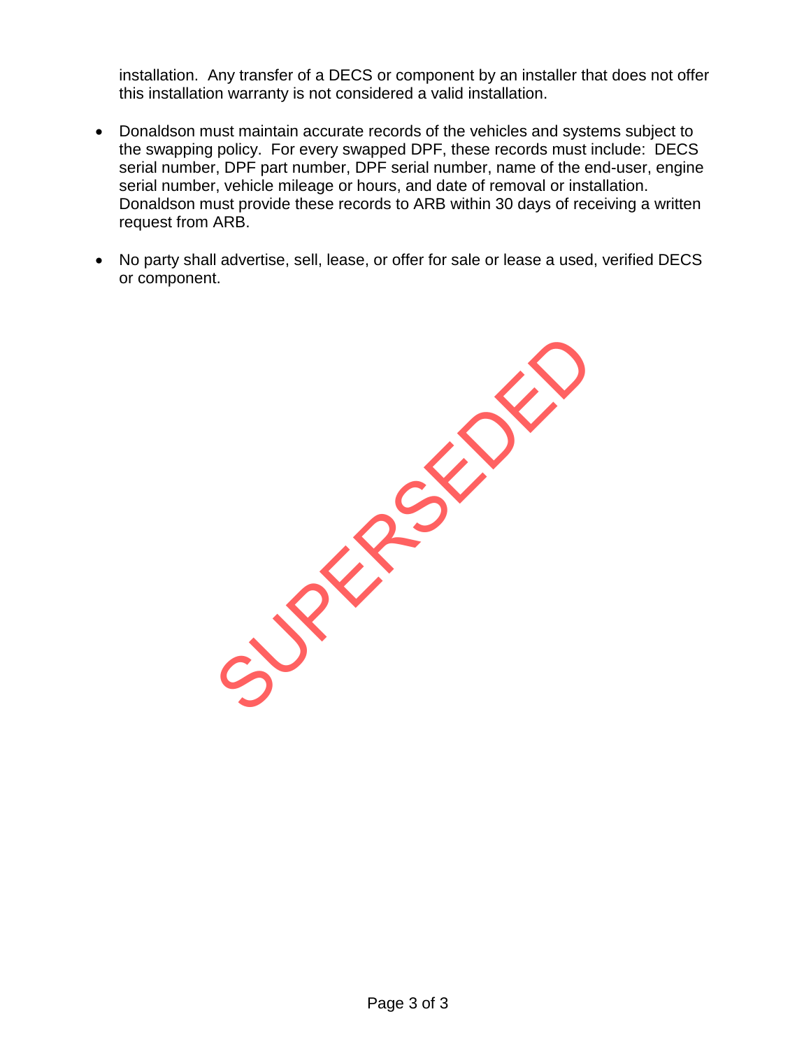installation. Any transfer of a DECS or component by an installer that does not offer this installation warranty is not considered a valid installation.

- Donaldson must maintain accurate records of the vehicles and systems subject to the swapping policy. For every swapped DPF, these records must include: DECS serial number, DPF part number, DPF serial number, name of the end-user, engine serial number, vehicle mileage or hours, and date of removal or installation. Donaldson must provide these records to ARB within 30 days of receiving a written request from ARB.

- No party shall advertise, sell, lease, or offer for sale or lease a used, verified DECS or component.

SUPERSEDED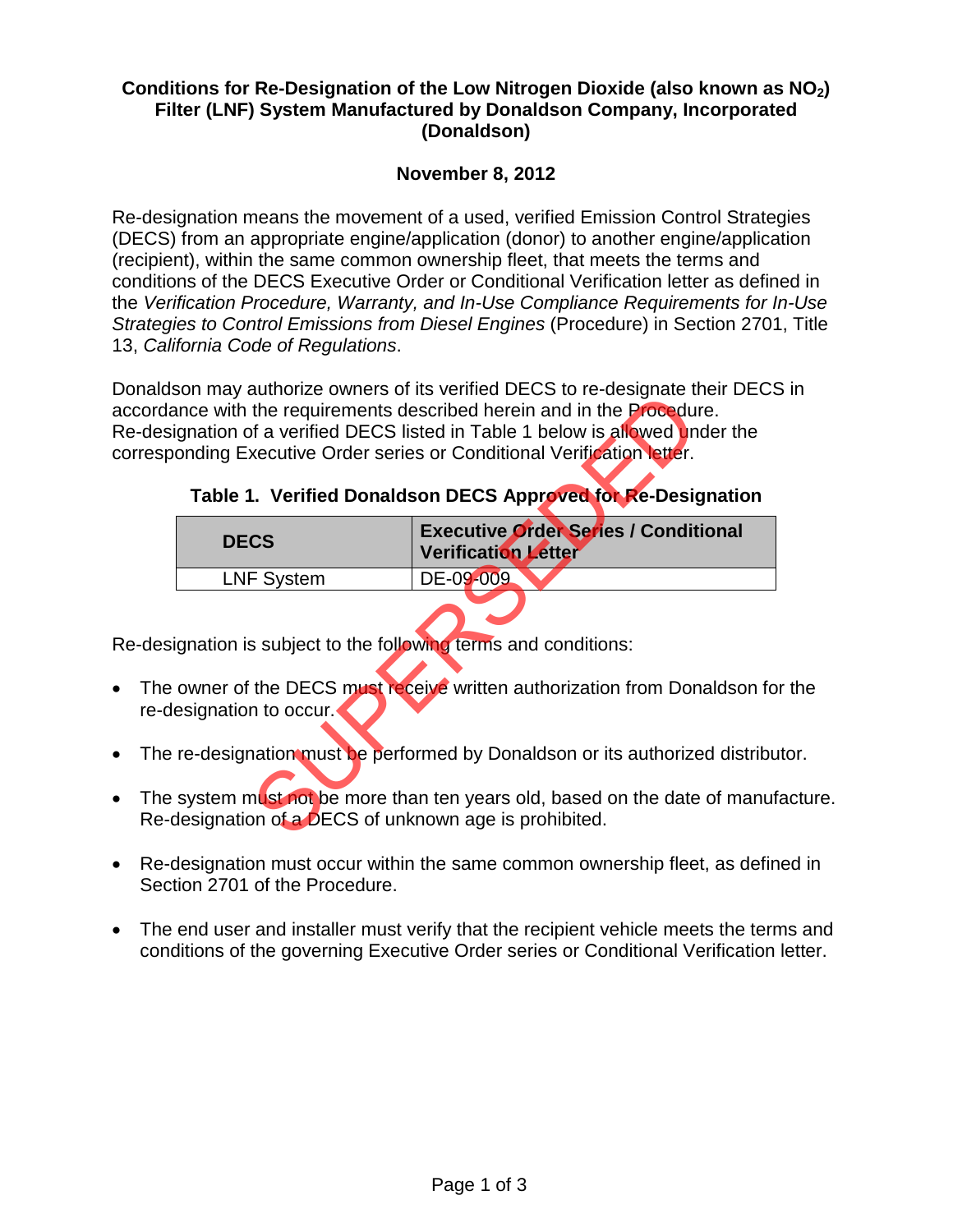# Conditions for Re-Designation of the Low Nitrogen Dioxide (also known as $NO_2$) Filter (LNF) System Manufactured by Donaldson Company, Incorporated (Donaldson)

**November 8, 2012**

Re-designation means the movement of a used, verified Emission Control Strategies (DECS) from an appropriate engine/application (donor) to another engine/application (recipient), within the same common ownership fleet, that meets the terms and conditions of the DECS Executive Order or Conditional Verification letter as defined in the *Verification Procedure, Warranty, and In-Use Compliance Requirements for In-Use Strategies to Control Emissions from Diesel Engines* (Procedure) in Section 2701, Title 13, *California Code of Regulations*.

Donaldson may authorize owners of its verified DECS to re-designate their DECS in accordance with the requirements described herein and in the Procedure. Re-designation of a verified DECS listed in Table 1 below is allowed under the corresponding Executive Order series or Conditional Verification letter.

SUPERSEDED

**Table 1. Verified Donaldson DECS Approved for Re-Designation**

| DECS | Executive Order Series / Conditional Verification Letter |
|---|---|
| LNF System | DE-09-009 |

Re-designation is subject to the following terms and conditions:

- The owner of the DECS must receive written authorization from Donaldson for the re-designation to occur.
- The re-designation must be performed by Donaldson or its authorized distributor.
- The system must not be more than ten years old, based on the date of manufacture. Re-designation of a DECS of unknown age is prohibited.
- Re-designation must occur within the same common ownership fleet, as defined in Section 2701 of the Procedure.
- The end user and installer must verify that the recipient vehicle meets the terms and conditions of the governing Executive Order series or Conditional Verification letter.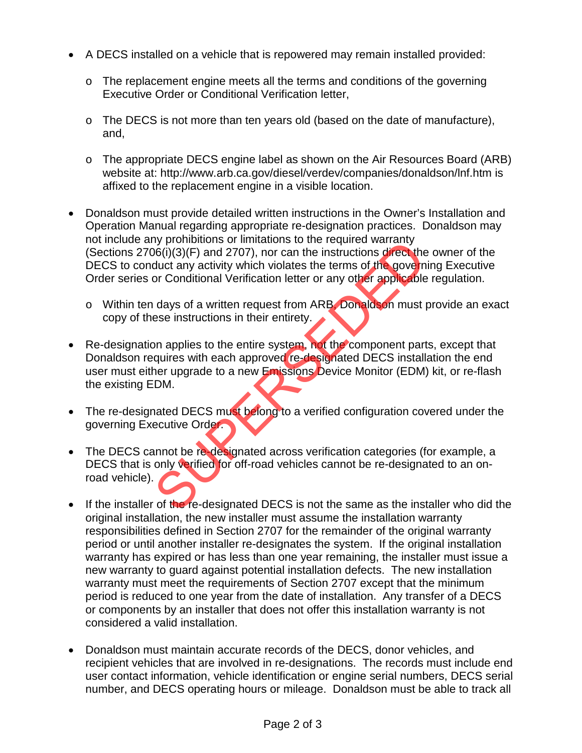- A DECS installed on a vehicle that is repowered may remain installed provided:
  - The replacement engine meets all the terms and conditions of the governing Executive Order or Conditional Verification letter,
  - The DECS is not more than ten years old (based on the date of manufacture), and,
  - The appropriate DECS engine label as shown on the Air Resources Board (ARB) website at: http://www.arb.ca.gov/diesel/verdev/companies/donaldson/lnf.htm is affixed to the replacement engine in a visible location.

- Donaldson must provide detailed written instructions in the Owner's Installation and Operation Manual regarding appropriate re-designation practices. Donaldson may not include any prohibitions or limitations to the required warranty (Sections 2706(i)(3)(F) and 2707), nor can the instructions direct the owner of the DECS to conduct any activity which violates the terms of the governing Executive Order series or Conditional Verification letter or any other applicable regulation.
  - Within ten days of a written request from ARB, Donaldson must provide an exact copy of these instructions in their entirety.

- Re-designation applies to the entire system, not the component parts, except that Donaldson requires with each approved re-designated DECS installation the end user must either upgrade to a new Emissions Device Monitor (EDM) kit, or re-flash the existing EDM.

- The re-designated DECS must belong to a verified configuration covered under the governing Executive Order.

- The DECS cannot be re-designated across verification categories (for example, a DECS that is only verified for off-road vehicles cannot be re-designated to an on-road vehicle).

- If the installer of the re-designated DECS is not the same as the installer who did the original installation, the new installer must assume the installation warranty responsibilities defined in Section 2707 for the remainder of the original warranty period or until another installer re-designates the system. If the original installation warranty has expired or has less than one year remaining, the installer must issue a new warranty to guard against potential installation defects. The new installation warranty must meet the requirements of Section 2707 except that the minimum period is reduced to one year from the date of installation. Any transfer of a DECS or components by an installer that does not offer this installation warranty is not considered a valid installation.

- Donaldson must maintain accurate records of the DECS, donor vehicles, and recipient vehicles that are involved in re-designations. The records must include end user contact information, vehicle identification or engine serial numbers, DECS serial number, and DECS operating hours or mileage. Donaldson must be able to track all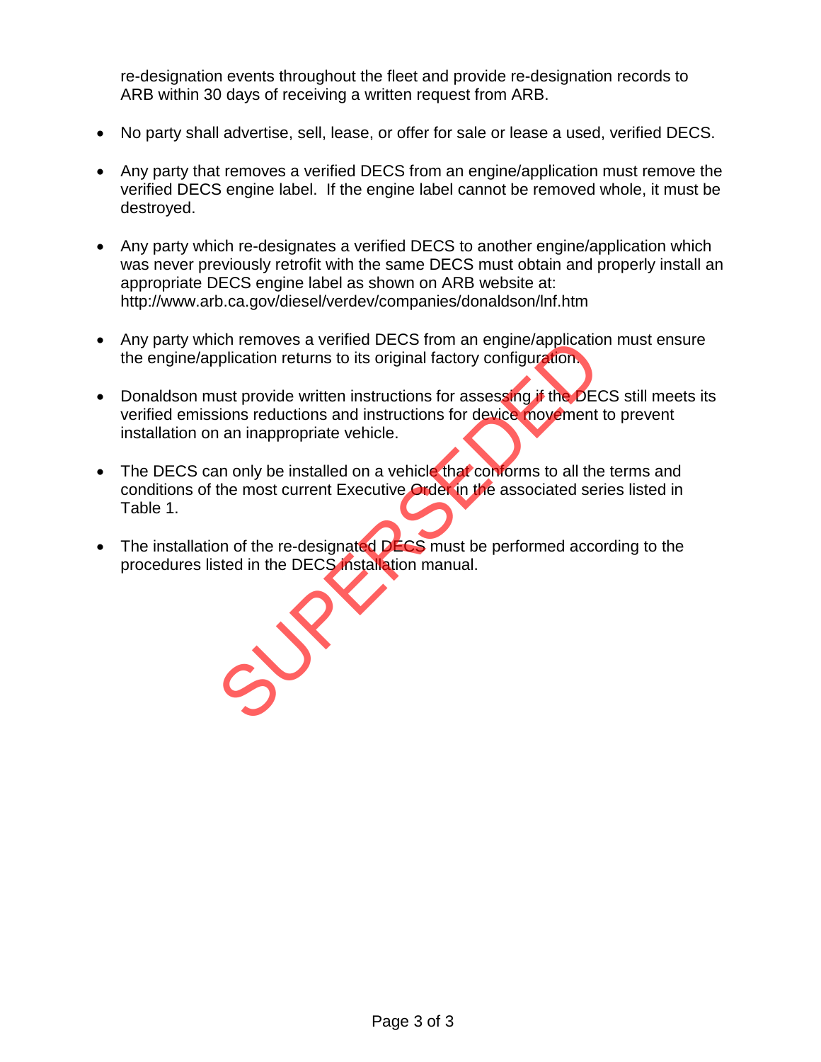re-designation events throughout the fleet and provide re-designation records to ARB within 30 days of receiving a written request from ARB.

- No party shall advertise, sell, lease, or offer for sale or lease a used, verified DECS.
- Any party that removes a verified DECS from an engine/application must remove the verified DECS engine label. If the engine label cannot be removed whole, it must be destroyed.
- Any party which re-designates a verified DECS to another engine/application which was never previously retrofit with the same DECS must obtain and properly install an appropriate DECS engine label as shown on ARB website at: http://www.arb.ca.gov/diesel/verdev/companies/donaldson/lnf.htm
- Any party which removes a verified DECS from an engine/application must ensure the engine/application returns to its original factory configuration.
- Donaldson must provide written instructions for assessing if the DECS still meets its verified emissions reductions and instructions for device movement to prevent installation on an inappropriate vehicle.
- The DECS can only be installed on a vehicle that conforms to all the terms and conditions of the most current Executive Order in the associated series listed in Table 1.
- The installation of the re-designated DECS must be performed according to the procedures listed in the DECS installation manual.